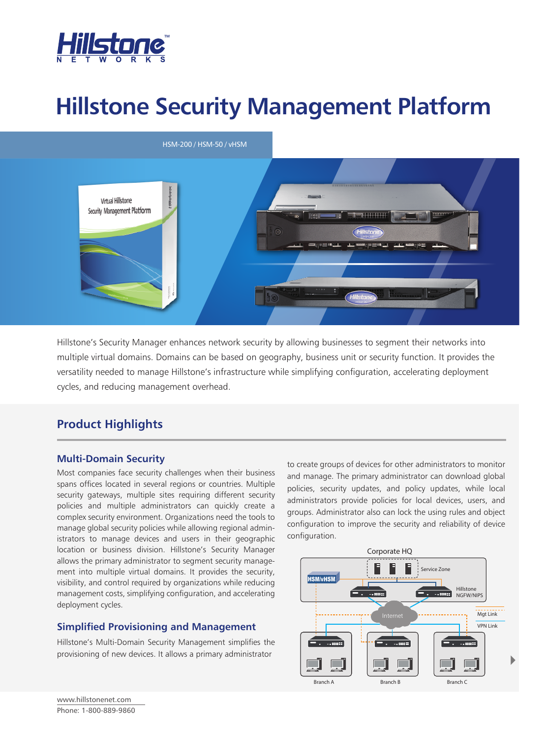# Hillstone Security Management Platform

HSM-200 / HSM-50 / vHSM

Hillstone's Security Manager enhances network security by allowing businesses to segment their networks into multiple virtual domains. Domains can be based on geography, business unit or security function. It provides the versatility needed to manage Hillstone's infrastructure while simplifying configuration, accelerating deployment cycles, and reducing management overhead.

## Product Highlights

### Multi-Domain Security

Most companies face security challenges when their business spans offices located in several regions or countries. Multiple security gateways, multiple sites requiring different security policies and multiple administrators can quickly create a complex security environment. Organizations need the tools to manage global security policies while allowing regional administrators to manage devices and users in their geographic location or business division. Hillstone's Security Manager allows the primary administrator to segment security management into multiple virtual domains. It provides the security, visibility, and control required by organizations while reducing management costs, simplifying configuration, and accelerating deployment cycles.

### Simplified Provisioning and Management

Hillstone's Multi-Domain Security Management simplifies the provisioning of new devices. It allows a primary administrator to create groups of devices for other administrators to monitor and manage. The primary administrator can download global policies, security updates, and policy updates, while local administrators provide policies for local devices, users, and groups. Administrator also can lock the using rules and object configuration to improve the security and reliability of device configuration.

Corporate HQ

HSM/vHSM

Service Zone

Hillstone NGFW/NIPS

Internet

Mgt Link

VPN Link

Branch A

Branch B

Branch C

www.hillstonenet.com

Phone: 1-800-889-9860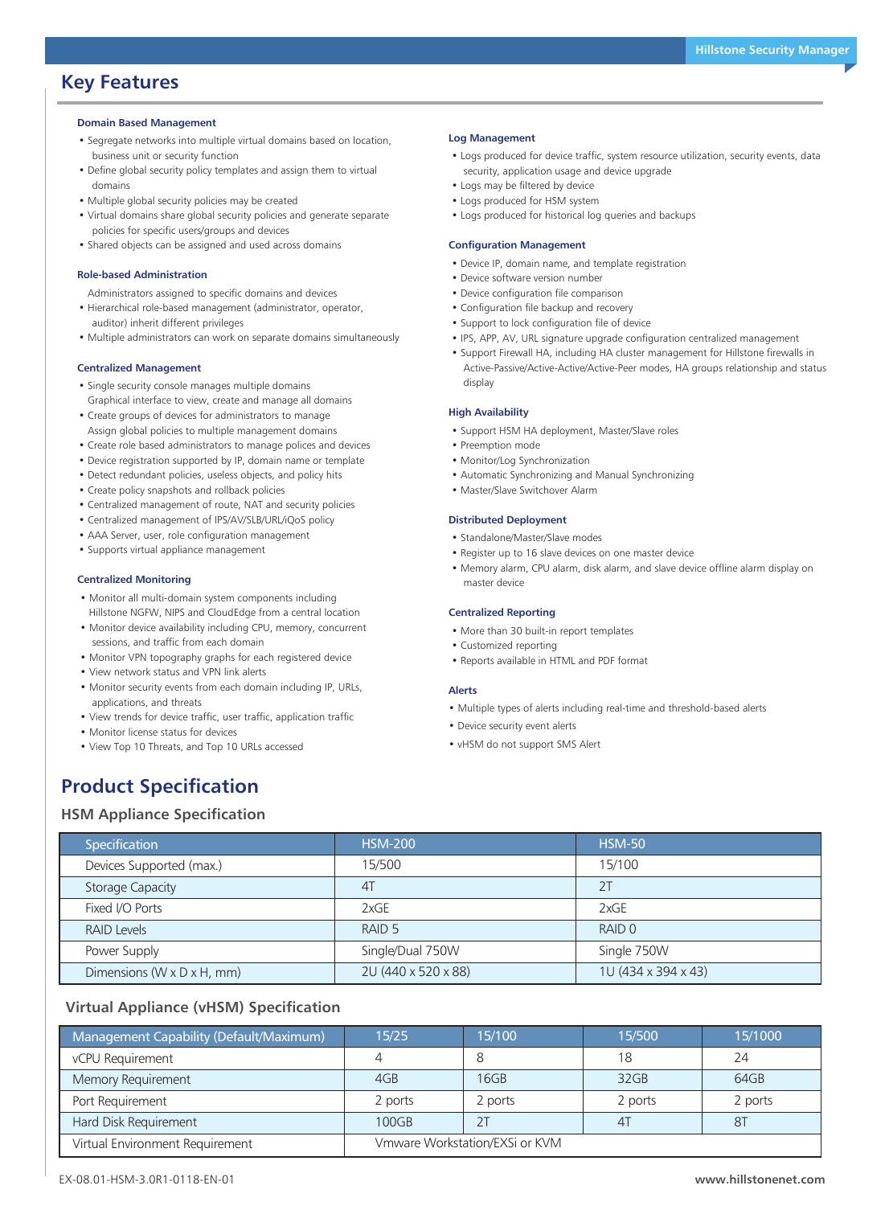## Key Features

### Domain Based Management

- Segregate networks into multiple virtual domains based on location, business unit or security function
- Define global security policy templates and assign them to virtual domains
- Multiple global security policies may be created
- Virtual domains share global security policies and generate separate policies for specific users/groups and devices
- Shared objects can be assigned and used across domains

### Role-based Administration

Administrators assigned to specific domains and devices

- Hierarchical role-based management (administrator, operator, auditor) inherit different privileges
- Multiple administrators can work on separate domains simultaneously

### Centralized Management

- Single security console manages multiple domains
  Graphical interface to view, create and manage all domains
- Create groups of devices for administrators to manage
  Assign global policies to multiple management domains
- Create role based administrators to manage polices and devices
- Device registration supported by IP, domain name or template
- Detect redundant policies, useless objects, and policy hits
- Create policy snapshots and rollback policies
- Centralized management of route, NAT and security policies
- Centralized management of IPS/AV/SLB/URL/iQoS policy
- AAA Server, user, role configuration management
- Supports virtual appliance management

### Centralized Monitoring

- Monitor all multi-domain system components including Hillstone NGFW, NIPS and CloudEdge from a central location
- Monitor device availability including CPU, memory, concurrent sessions, and traffic from each domain
- Monitor VPN topography graphs for each registered device
- View network status and VPN link alerts
- Monitor security events from each domain including IP, URLs, applications, and threats
- View trends for device traffic, user traffic, application traffic
- Monitor license status for devices
- View Top 10 Threats, and Top 10 URLs accessed

### Log Management

- Logs produced for device traffic, system resource utilization, security events, data security, application usage and device upgrade
- Logs may be filtered by device
- Logs produced for HSM system
- Logs produced for historical log queries and backups

### Configuration Management

- Device IP, domain name, and template registration
- Device software version number
- Device configuration file comparison
- Configuration file backup and recovery
- Support to lock configuration file of device
- IPS, APP, AV, URL signature upgrade configuration centralized management
- Support Firewall HA, including HA cluster management for Hillstone firewalls in Active-Passive/Active-Active/Active-Peer modes, HA groups relationship and status display

### High Availability

- Support HSM HA deployment, Master/Slave roles
- Preemption mode
- Monitor/Log Synchronization
- Automatic Synchronizing and Manual Synchronizing
- Master/Slave Switchover Alarm

### Distributed Deployment

- Standalone/Master/Slave modes
- Register up to 16 slave devices on one master device
- Memory alarm, CPU alarm, disk alarm, and slave device offline alarm display on master device

### Centralized Reporting

- More than 30 built-in report templates
- Customized reporting
- Reports available in HTML and PDF format

### Alerts

- Multiple types of alerts including real-time and threshold-based alerts
- Device security event alerts
- vHSM do not support SMS Alert

## Product Specification

### HSM Appliance Specification

| Specification | HSM-200 | HSM-50 |
|---|---|---|
| Devices Supported (max.) | 15/500 | 15/100 |
| Storage Capacity | 4T | 2T |
| Fixed I/O Ports | 2xGE | 2xGE |
| RAID Levels | RAID 5 | RAID 0 |
| Power Supply | Single/Dual 750W | Single 750W |
| Dimensions (W x D x H, mm) | 2U (440 x 520 x 88) | 1U (434 x 394 x 43) |

### Virtual Appliance (vHSM) Specification

| Management Capability (Default/Maximum) | 15/25 | 15/100 | 15/500 | 15/1000 |
|---|---|---|---|---|
| vCPU Requirement | 4 | 8 | 18 | 24 |
| Memory Requirement | 4GB | 16GB | 32GB | 64GB |
| Port Requirement | 2 ports | 2 ports | 2 ports | 2 ports |
| Hard Disk Requirement | 100GB | 2T | 4T | 8T |
| Virtual Environment Requirement | Vmware Workstation/EXSi or KVM | | | |

EX-08.01-HSM-3.0R1-0118-EN-01

www.hillstonenet.com